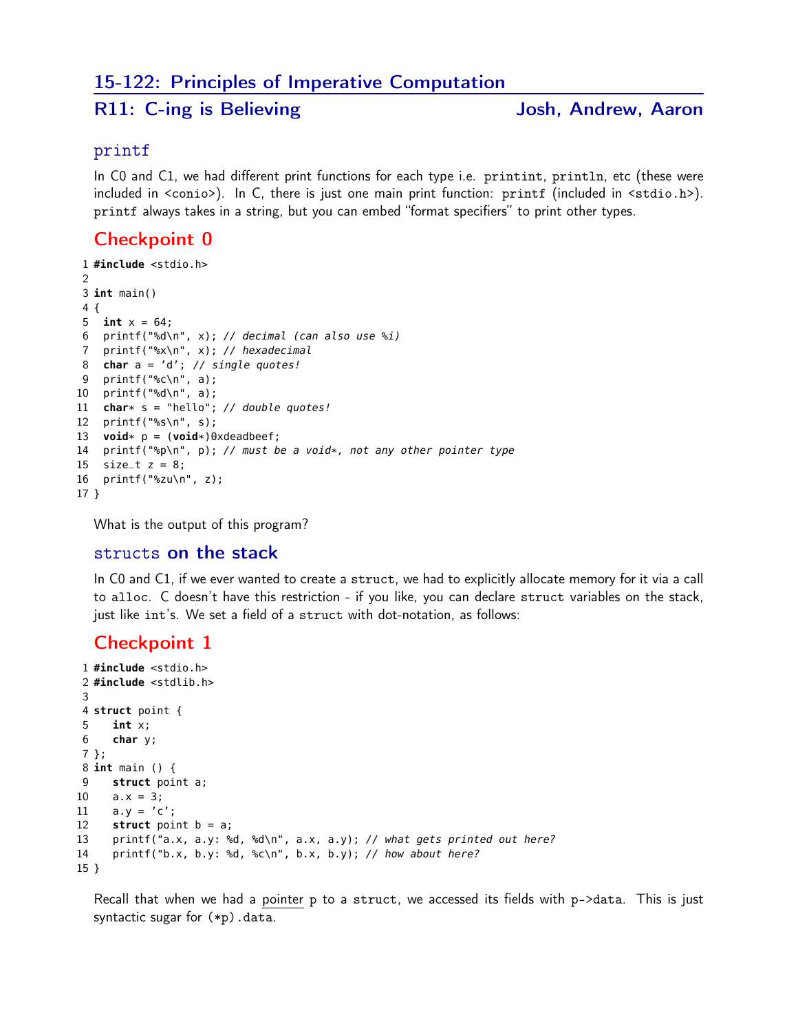# 15-122: Principles of Imperative Computation

## R11: C-ing is Believing — Josh, Andrew, Aaron

### printf

In C0 and C1, we had different print functions for each type i.e. printint, println, etc (these were included in <conio>). In C, there is just one main print function: printf (included in <stdio.h>). printf always takes in a string, but you can embed "format specifiers" to print other types.

## Checkpoint 0

```c
#include <stdio.h>

int main()
{
  int x = 64;
  printf("%d\n", x); // decimal (can also use %i)
  printf("%x\n", x); // hexadecimal
  char a = 'd'; // single quotes!
  printf("%c\n", a);
  printf("%d\n", a);
  char* s = "hello"; // double quotes!
  printf("%s\n", s);
  void* p = (void*)0xdeadbeef;
  printf("%p\n", p); // must be a void*, not any other pointer type
  size_t z = 8;
  printf("%zu\n", z);
}
```

What is the output of this program?

### structs on the stack

In C0 and C1, if we ever wanted to create a struct, we had to explicitly allocate memory for it via a call to alloc. C doesn't have this restriction - if you like, you can declare struct variables on the stack, just like int's. We set a field of a struct with dot-notation, as follows:

## Checkpoint 1

```c
#include <stdio.h>
#include <stdlib.h>

struct point {
   int x;
   char y;
};
int main () {
   struct point a;
   a.x = 3;
   a.y = 'c';
   struct point b = a;
   printf("a.x, a.y: %d, %d\n", a.x, a.y); // what gets printed out here?
   printf("b.x, b.y: %d, %c\n", b.x, b.y); // how about here?
}
```

Recall that when we had a pointer p to a struct, we accessed its fields with p->data. This is just syntactic sugar for (*p).data.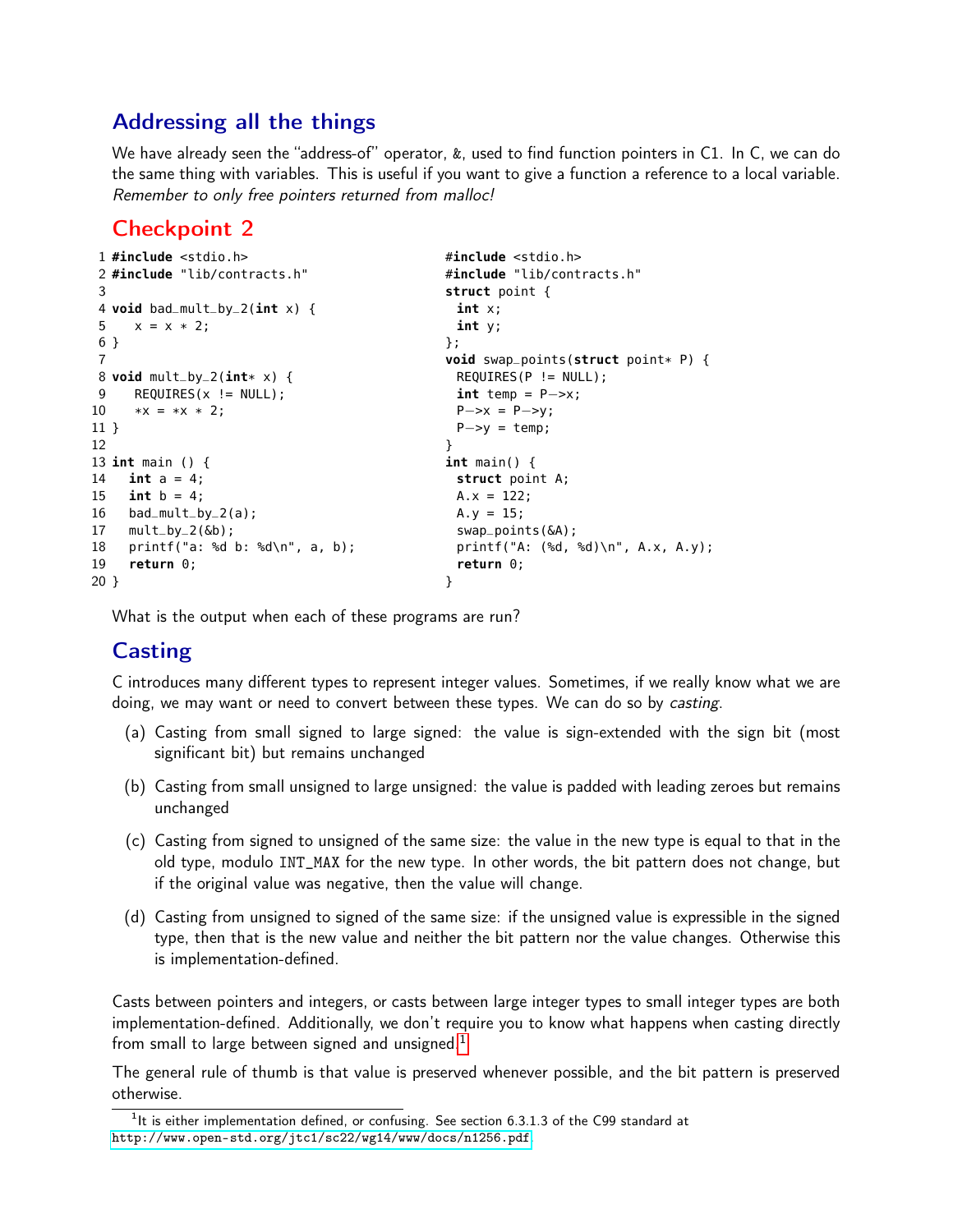## Addressing all the things

We have already seen the "address-of" operator, `&`, used to find function pointers in C1. In C, we can do the same thing with variables. This is useful if you want to give a function a reference to a local variable. *Remember to only free pointers returned from malloc!*

## Checkpoint 2

```c
1 #include <stdio.h>
2 #include "lib/contracts.h"
3
4 void bad_mult_by_2(int x) {
5   x = x * 2;
6 }
7
8 void mult_by_2(int* x) {
9   REQUIRES(x != NULL);
10  *x = *x * 2;
11 }
12
13 int main () {
14   int a = 4;
15   int b = 4;
16   bad_mult_by_2(a);
17   mult_by_2(&b);
18   printf("a: %d b: %d\n", a, b);
19   return 0;
20 }
```

```c
#include <stdio.h>
#include "lib/contracts.h"
struct point {
  int x;
  int y;
};
void swap_points(struct point* P) {
  REQUIRES(P != NULL);
  int temp = P->x;
  P->x = P->y;
  P->y = temp;
}
int main() {
  struct point A;
  A.x = 122;
  A.y = 15;
  swap_points(&A);
  printf("A: (%d, %d)\n", A.x, A.y);
  return 0;
}
```

What is the output when each of these programs are run?

## Casting

C introduces many different types to represent integer values. Sometimes, if we really know what we are doing, we may want or need to convert between these types. We can do so by *casting*.

(a) Casting from small signed to large signed: the value is sign-extended with the sign bit (most significant bit) but remains unchanged

(b) Casting from small unsigned to large unsigned: the value is padded with leading zeroes but remains unchanged

(c) Casting from signed to unsigned of the same size: the value in the new type is equal to that in the old type, modulo `INT_MAX` for the new type. In other words, the bit pattern does not change, but if the original value was negative, then the value will change.

(d) Casting from unsigned to signed of the same size: if the unsigned value is expressible in the signed type, then that is the new value and neither the bit pattern nor the value changes. Otherwise this is implementation-defined.

Casts between pointers and integers, or casts between large integer types to small integer types are both implementation-defined. Additionally, we don't require you to know what happens when casting directly from small to large between signed and unsigned.[1]

The general rule of thumb is that value is preserved whenever possible, and the bit pattern is preserved otherwise.

[1] It is either implementation defined, or confusing. See section 6.3.1.3 of the C99 standard at http://www.open-std.org/jtc1/sc22/wg14/www/docs/n1256.pdf.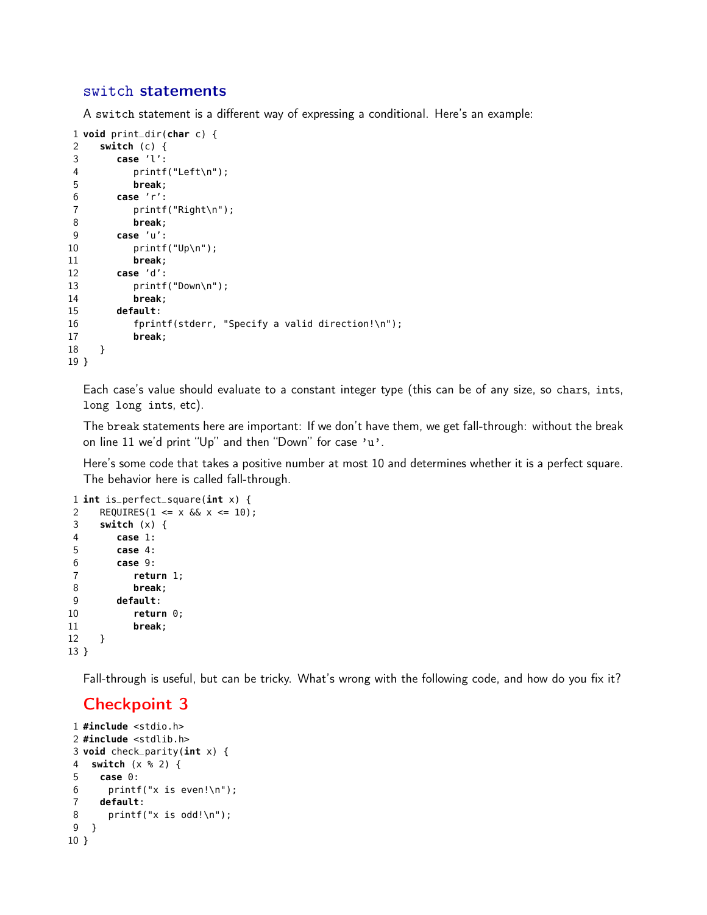## `switch` statements

A `switch` statement is a different way of expressing a conditional. Here's an example:

```
1 void print_dir(char c) {
2    switch (c) {
3       case 'l':
4          printf("Left\n");
5          break;
6       case 'r':
7          printf("Right\n");
8          break;
9       case 'u':
10         printf("Up\n");
11         break;
12      case 'd':
13         printf("Down\n");
14         break;
15      default:
16         fprintf(stderr, "Specify a valid direction!\n");
17         break;
18   }
19 }
```

Each case's value should evaluate to a constant integer type (this can be of any size, so `char`s, `int`s, `long long int`s, etc).

The `break` statements here are important: If we don't have them, we get fall-through: without the break on line 11 we'd print "Up" and then "Down" for case `'u'`.

Here's some code that takes a positive number at most 10 and determines whether it is a perfect square. The behavior here is called fall-through.

```
1 int is_perfect_square(int x) {
2    REQUIRES(1 <= x && x <= 10);
3    switch (x) {
4       case 1:
5       case 4:
6       case 9:
7          return 1;
8          break;
9       default:
10         return 0;
11         break;
12   }
13 }
```

Fall-through is useful, but can be tricky. What's wrong with the following code, and how do you fix it?

## Checkpoint 3

```
1 #include <stdio.h>
2 #include <stdlib.h>
3 void check_parity(int x) {
4  switch (x % 2) {
5   case 0:
6    printf("x is even!\n");
7   default:
8    printf("x is odd!\n");
9  }
10 }
```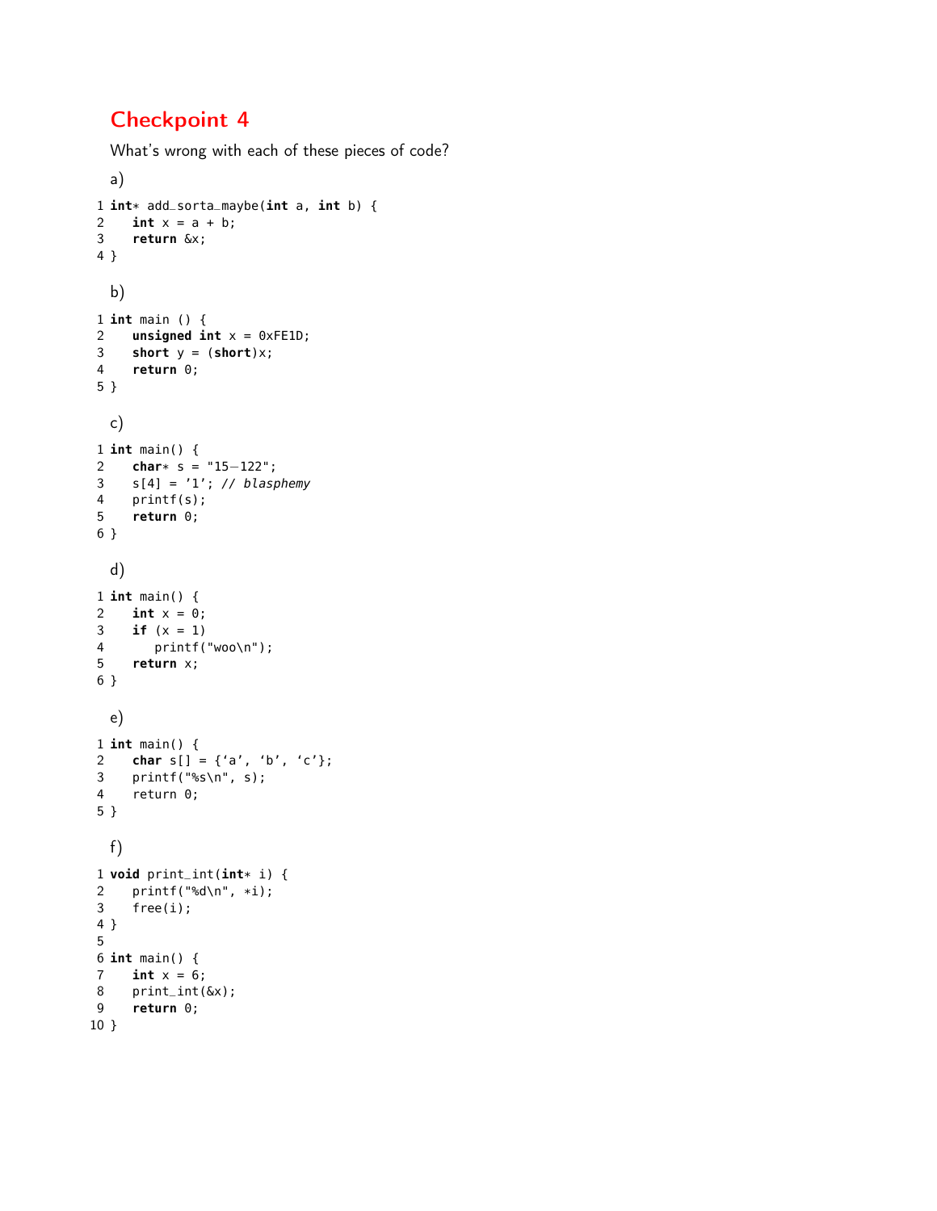## Checkpoint 4

What's wrong with each of these pieces of code?

a)

```
1 int* add_sorta_maybe(int a, int b) {
2    int x = a + b;
3    return &x;
4 }
```

b)

```
1 int main () {
2    unsigned int x = 0xFE1D;
3    short y = (short)x;
4    return 0;
5 }
```

c)

```
1 int main() {
2    char* s = "15-122";
3    s[4] = '1'; // blasphemy
4    printf(s);
5    return 0;
6 }
```

d)

```
1 int main() {
2    int x = 0;
3    if (x = 1)
4       printf("woo\n");
5    return x;
6 }
```

e)

```
1 int main() {
2    char s[] = {'a', 'b', 'c'};
3    printf("%s\n", s);
4    return 0;
5 }
```

f)

```
1 void print_int(int* i) {
2    printf("%d\n", *i);
3    free(i);
4 }
5
6 int main() {
7    int x = 6;
8    print_int(&x);
9    return 0;
10 }
```